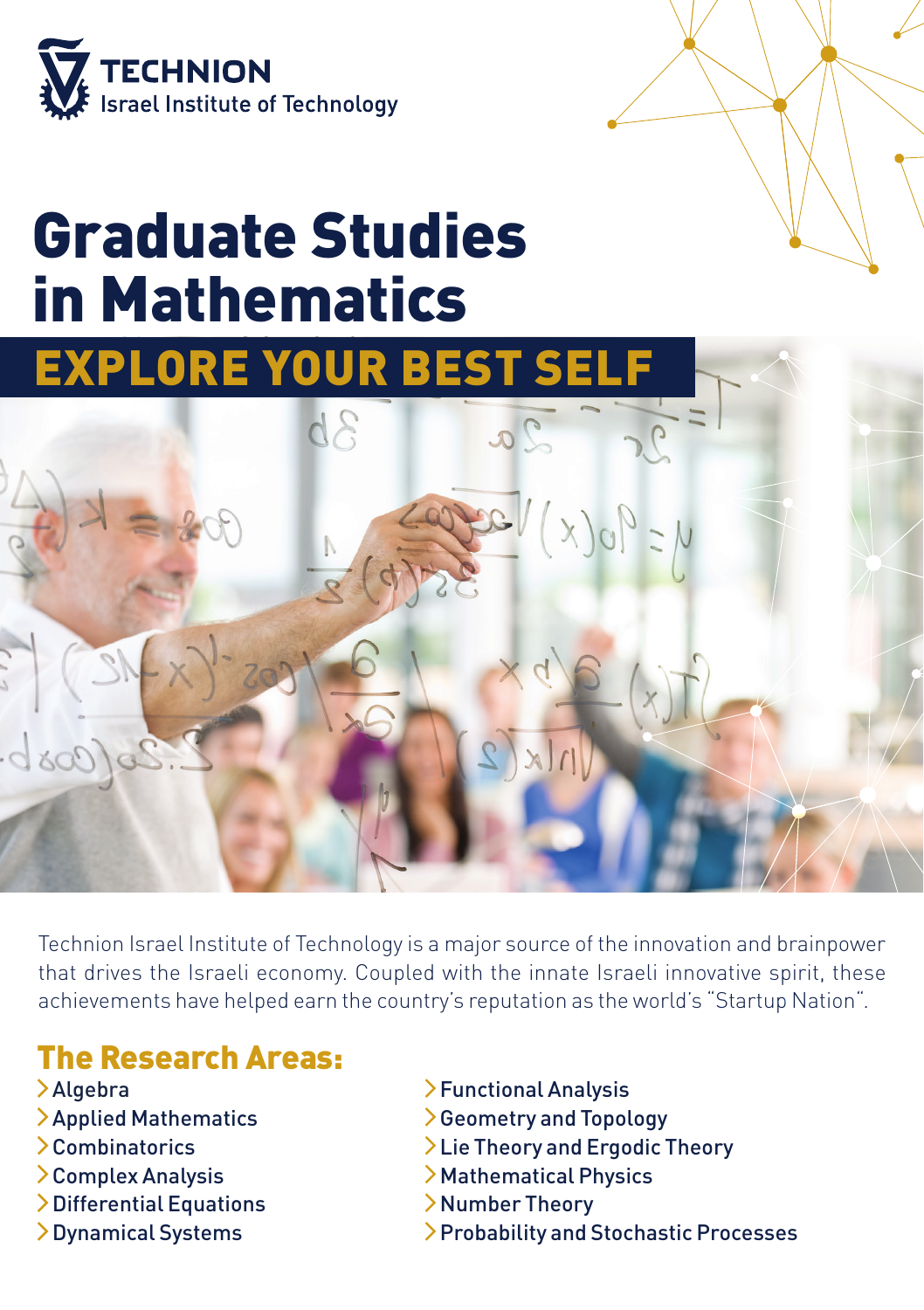**TECHNION**
Israel Institute of Technology

# Graduate Studies in Mathematics

## EXPLORE YOUR BEST SELF

Technion Israel Institute of Technology is a major source of the innovation and brainpower that drives the Israeli economy. Coupled with the innate Israeli innovative spirit, these achievements have helped earn the country's reputation as the world's "Startup Nation".

## The Research Areas:

- Algebra
- Applied Mathematics
- Combinatorics
- Complex Analysis
- Differential Equations
- Dynamical Systems
- Functional Analysis
- Geometry and Topology
- Lie Theory and Ergodic Theory
- Mathematical Physics
- Number Theory
- Probability and Stochastic Processes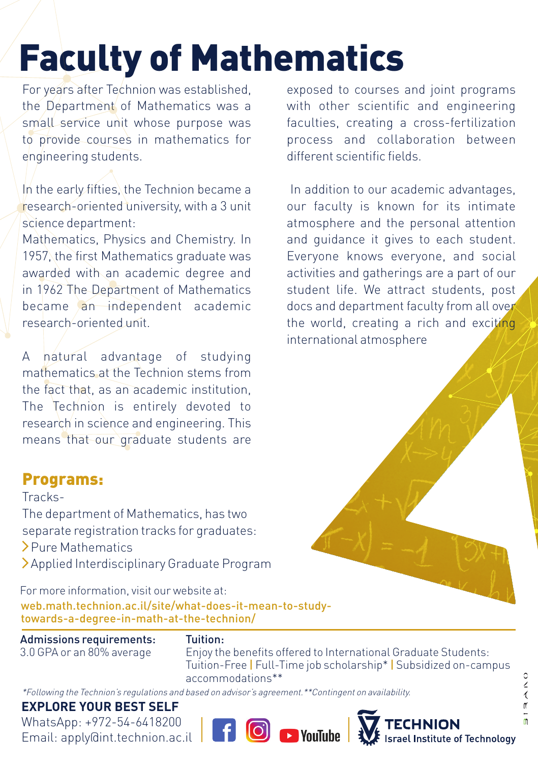# Faculty of Mathematics

For years after Technion was established, the Department of Mathematics was a small service unit whose purpose was to provide courses in mathematics for engineering students.

In the early fifties, the Technion became a research-oriented university, with a 3 unit science department:
Mathematics, Physics and Chemistry. In 1957, the first Mathematics graduate was awarded with an academic degree and in 1962 The Department of Mathematics became an independent academic research-oriented unit.

A natural advantage of studying mathematics at the Technion stems from the fact that, as an academic institution, The Technion is entirely devoted to research in science and engineering. This means that our graduate students are exposed to courses and joint programs with other scientific and engineering faculties, creating a cross-fertilization process and collaboration between different scientific fields.

In addition to our academic advantages, our faculty is known for its intimate atmosphere and the personal attention and guidance it gives to each student. Everyone knows everyone, and social activities and gatherings are a part of our student life. We attract students, post docs and department faculty from all over the world, creating a rich and exciting international atmosphere

## Programs:

Tracks-
The department of Mathematics, has two separate registration tracks for graduates:

- Pure Mathematics
- Applied Interdisciplinary Graduate Program

For more information, visit our website at:
web.math.technion.ac.il/site/what-does-it-mean-to-study-towards-a-degree-in-math-at-the-technion/

**Admissions requirements:**
3.0 GPA or an 80% average

**Tuition:**
Enjoy the benefits offered to International Graduate Students:
Tuition-Free | Full-Time job scholarship* | Subsidized on-campus accommodations**

*\*Following the Technion's regulations and based on advisor's agreement. \*\*Contingent on availability.*

**EXPLORE YOUR BEST SELF**
WhatsApp: +972-54-6418200
Email: apply@int.technion.ac.il

TECHNION
Israel Institute of Technology